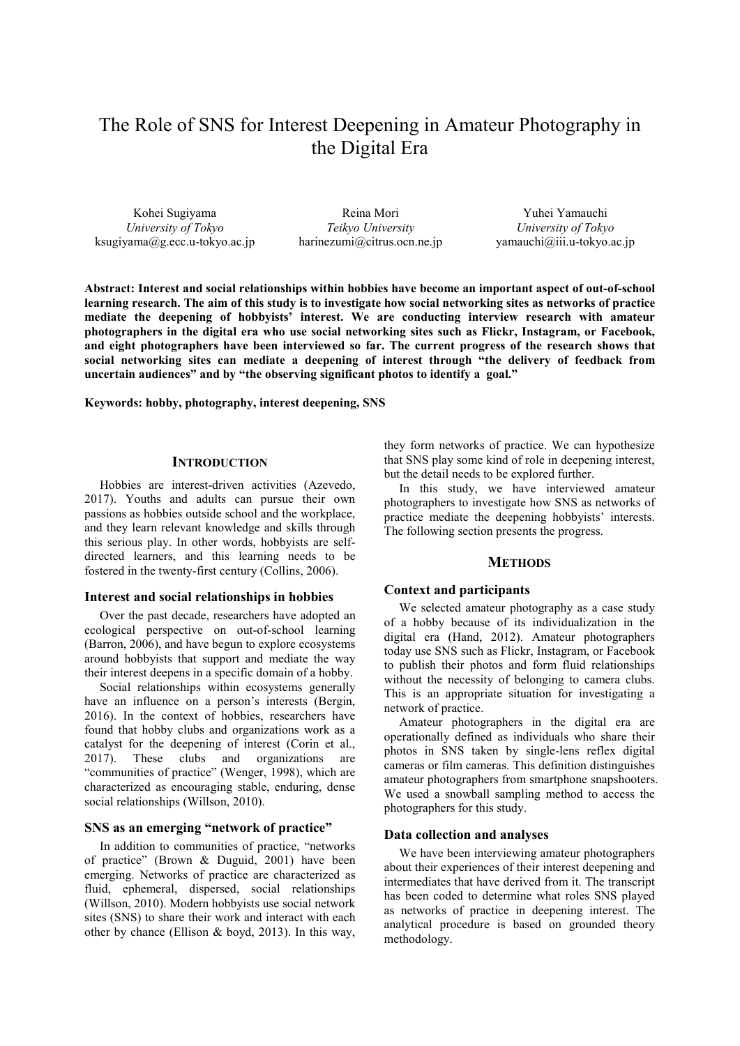# The Role of SNS for Interest Deepening in Amateur Photography in the Digital Era

Kohei Sugiyama
*University of Tokyo*
ksugiyama@g.ecc.u-tokyo.ac.jp

Reina Mori
*Teikyo University*
harinezumi@citrus.ocn.ne.jp

Yuhei Yamauchi
*University of Tokyo*
yamauchi@iii.u-tokyo.ac.jp

**Abstract: Interest and social relationships within hobbies have become an important aspect of out-of-school learning research. The aim of this study is to investigate how social networking sites as networks of practice mediate the deepening of hobbyists' interest. We are conducting interview research with amateur photographers in the digital era who use social networking sites such as Flickr, Instagram, or Facebook, and eight photographers have been interviewed so far. The current progress of the research shows that social networking sites can mediate a deepening of interest through "the delivery of feedback from uncertain audiences" and by "the observing significant photos to identify a goal."**

**Keywords: hobby, photography, interest deepening, SNS**

## Introduction

Hobbies are interest-driven activities (Azevedo, 2017). Youths and adults can pursue their own passions as hobbies outside school and the workplace, and they learn relevant knowledge and skills through this serious play. In other words, hobbyists are self-directed learners, and this learning needs to be fostered in the twenty-first century (Collins, 2006).

### Interest and social relationships in hobbies

Over the past decade, researchers have adopted an ecological perspective on out-of-school learning (Barron, 2006), and have begun to explore ecosystems around hobbyists that support and mediate the way their interest deepens in a specific domain of a hobby.

Social relationships within ecosystems generally have an influence on a person's interests (Bergin, 2016). In the context of hobbies, researchers have found that hobby clubs and organizations work as a catalyst for the deepening of interest (Corin et al., 2017). These clubs and organizations are "communities of practice" (Wenger, 1998), which are characterized as encouraging stable, enduring, dense social relationships (Willson, 2010).

### SNS as an emerging "network of practice"

In addition to communities of practice, "networks of practice" (Brown & Duguid, 2001) have been emerging. Networks of practice are characterized as fluid, ephemeral, dispersed, social relationships (Willson, 2010). Modern hobbyists use social network sites (SNS) to share their work and interact with each other by chance (Ellison & boyd, 2013). In this way, they form networks of practice. We can hypothesize that SNS play some kind of role in deepening interest, but the detail needs to be explored further.

In this study, we have interviewed amateur photographers to investigate how SNS as networks of practice mediate the deepening hobbyists' interests. The following section presents the progress.

## Methods

### Context and participants

We selected amateur photography as a case study of a hobby because of its individualization in the digital era (Hand, 2012). Amateur photographers today use SNS such as Flickr, Instagram, or Facebook to publish their photos and form fluid relationships without the necessity of belonging to camera clubs. This is an appropriate situation for investigating a network of practice.

Amateur photographers in the digital era are operationally defined as individuals who share their photos in SNS taken by single-lens reflex digital cameras or film cameras. This definition distinguishes amateur photographers from smartphone snapshooters. We used a snowball sampling method to access the photographers for this study.

### Data collection and analyses

We have been interviewing amateur photographers about their experiences of their interest deepening and intermediates that have derived from it. The transcript has been coded to determine what roles SNS played as networks of practice in deepening interest. The analytical procedure is based on grounded theory methodology.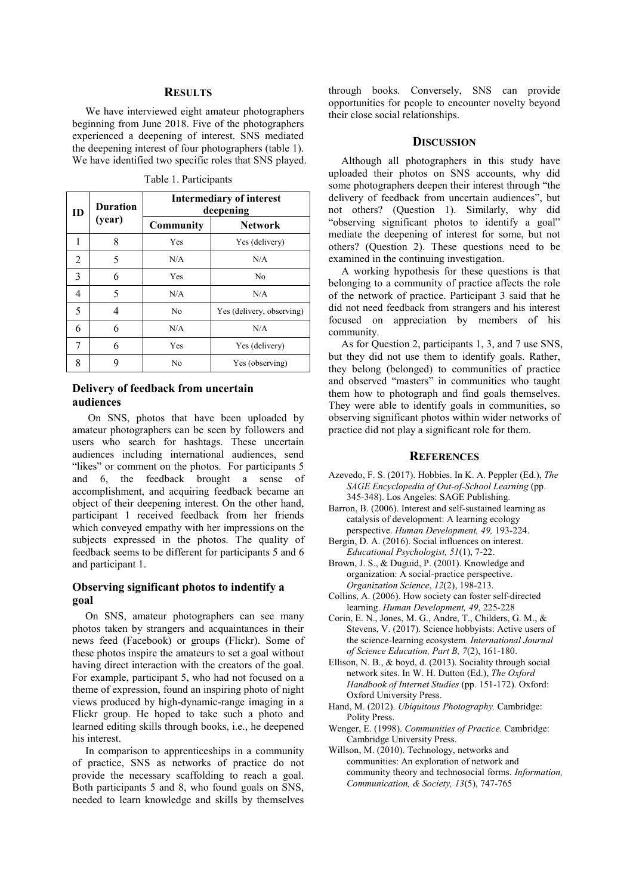## RESULTS

We have interviewed eight amateur photographers beginning from June 2018. Five of the photographers experienced a deepening of interest. SNS mediated the deepening interest of four photographers (table 1). We have identified two specific roles that SNS played.

Table 1. Participants

| ID | Duration (year) | Intermediary of interest deepening | |
|---|---|---|---|
| | | Community | Network |
| 1 | 8 | Yes | Yes (delivery) |
| 2 | 5 | N/A | N/A |
| 3 | 6 | Yes | No |
| 4 | 5 | N/A | N/A |
| 5 | 4 | No | Yes (delivery, observing) |
| 6 | 6 | N/A | N/A |
| 7 | 6 | Yes | Yes (delivery) |
| 8 | 9 | No | Yes (observing) |

### Delivery of feedback from uncertain audiences

On SNS, photos that have been uploaded by amateur photographers can be seen by followers and users who search for hashtags. These uncertain audiences including international audiences, send "likes" or comment on the photos. For participants 5 and 6, the feedback brought a sense of accomplishment, and acquiring feedback became an object of their deepening interest. On the other hand, participant 1 received feedback from her friends which conveyed empathy with her impressions on the subjects expressed in the photos. The quality of feedback seems to be different for participants 5 and 6 and participant 1.

### Observing significant photos to indentify a goal

On SNS, amateur photographers can see many photos taken by strangers and acquaintances in their news feed (Facebook) or groups (Flickr). Some of these photos inspire the amateurs to set a goal without having direct interaction with the creators of the goal. For example, participant 5, who had not focused on a theme of expression, found an inspiring photo of night views produced by high-dynamic-range imaging in a Flickr group. He hoped to take such a photo and learned editing skills through books, i.e., he deepened his interest.

In comparison to apprenticeships in a community of practice, SNS as networks of practice do not provide the necessary scaffolding to reach a goal. Both participants 5 and 8, who found goals on SNS, needed to learn knowledge and skills by themselves through books. Conversely, SNS can provide opportunities for people to encounter novelty beyond their close social relationships.

## DISCUSSION

Although all photographers in this study have uploaded their photos on SNS accounts, why did some photographers deepen their interest through "the delivery of feedback from uncertain audiences", but not others? (Question 1). Similarly, why did "observing significant photos to identify a goal" mediate the deepening of interest for some, but not others? (Question 2). These questions need to be examined in the continuing investigation.

A working hypothesis for these questions is that belonging to a community of practice affects the role of the network of practice. Participant 3 said that he did not need feedback from strangers and his interest focused on appreciation by members of his community.

As for Question 2, participants 1, 3, and 7 use SNS, but they did not use them to identify goals. Rather, they belong (belonged) to communities of practice and observed "masters" in communities who taught them how to photograph and find goals themselves. They were able to identify goals in communities, so observing significant photos within wider networks of practice did not play a significant role for them.

## REFERENCES

Azevedo, F. S. (2017). Hobbies. In K. A. Peppler (Ed.), *The SAGE Encyclopedia of Out-of-School Learning* (pp. 345-348). Los Angeles: SAGE Publishing.

Barron, B. (2006). Interest and self-sustained learning as catalysis of development: A learning ecology perspective. *Human Development, 49,* 193-224.

Bergin, D. A. (2016). Social influences on interest. *Educational Psychologist, 51*(1), 7-22.

Brown, J. S., & Duguid, P. (2001). Knowledge and organization: A social-practice perspective. *Organization Science*, *12*(2), 198-213.

Collins, A. (2006). How society can foster self-directed learning. *Human Development, 49*, 225-228

Corin, E. N., Jones, M. G., Andre, T., Childers, G. M., & Stevens, V. (2017). Science hobbyists: Active users of the science-learning ecosystem. *International Journal of Science Education, Part B, 7*(2), 161-180.

Ellison, N. B., & boyd, d. (2013). Sociality through social network sites. In W. H. Dutton (Ed.), *The Oxford Handbook of Internet Studies* (pp. 151-172). Oxford: Oxford University Press.

Hand, M. (2012). *Ubiquitous Photography.* Cambridge: Polity Press.

Wenger, E. (1998). *Communities of Practice.* Cambridge: Cambridge University Press.

Willson, M. (2010). Technology, networks and communities: An exploration of network and community theory and technosocial forms. *Information, Communication, & Society, 13*(5), 747-765